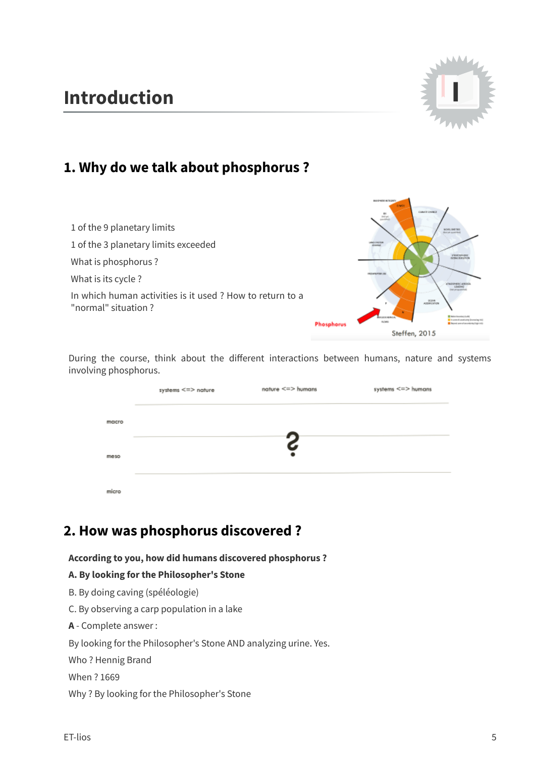# Introduction

## 1. Why do we talk about phosphorus ?

1 of the 9 planetary limits

1 of the 3 planetary limits exceeded

What is phosphorus ?

What is its cycle ?

In which human activities is it used ? How to return to a "normal" situation ?

Phosphorus

Steffen, 2015

During the course, think about the different interactions between humans, nature and systems involving phosphorus.

| | systems <=> nature | nature <=> humans | systems <=> humans |
|---|---|---|---|
| macro | | | |
| meso | | ? | |
| micro | | | |

## 2. How was phosphorus discovered ?

**According to you, how did humans discovered phosphorus ?**

**A. By looking for the Philosopher's Stone**

B. By doing caving (spéléologie)

C. By observing a carp population in a lake

**A** - Complete answer :

By looking for the Philosopher's Stone AND analyzing urine. Yes.

Who ? Hennig Brand

When ? 1669

Why ? By looking for the Philosopher's Stone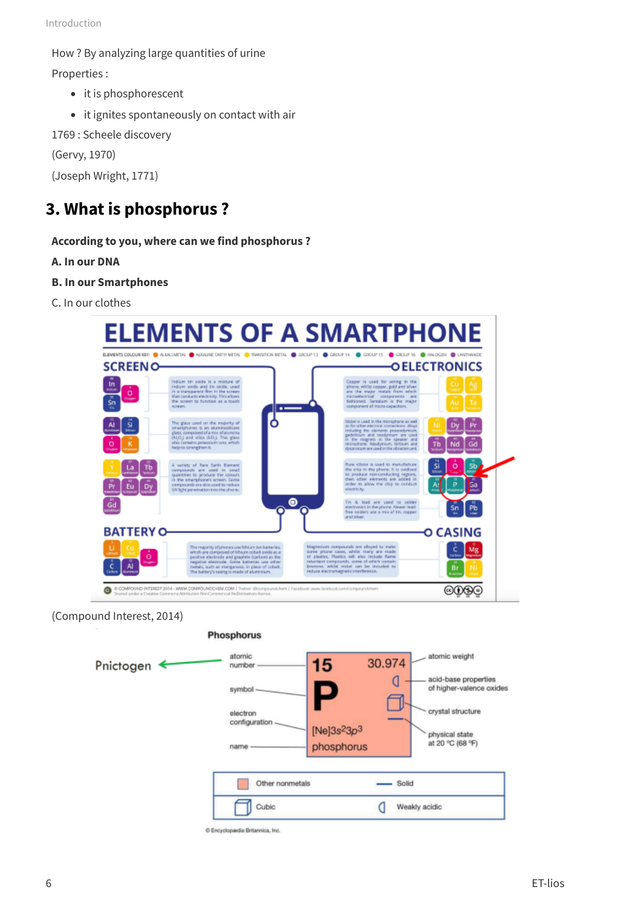How ? By analyzing large quantities of urine

Properties :

- it is phosphorescent
- it ignites spontaneously on contact with air

1769 : Scheele discovery

(Gervy, 1970)

(Joseph Wright, 1771)

## 3. What is phosphorus ?

**According to you, where can we find phosphorus ?**

**A. In our DNA**

**B. In our Smartphones**

C. In our clothes

(Compound Interest, 2014)

© Encyclopædia Britannica, Inc.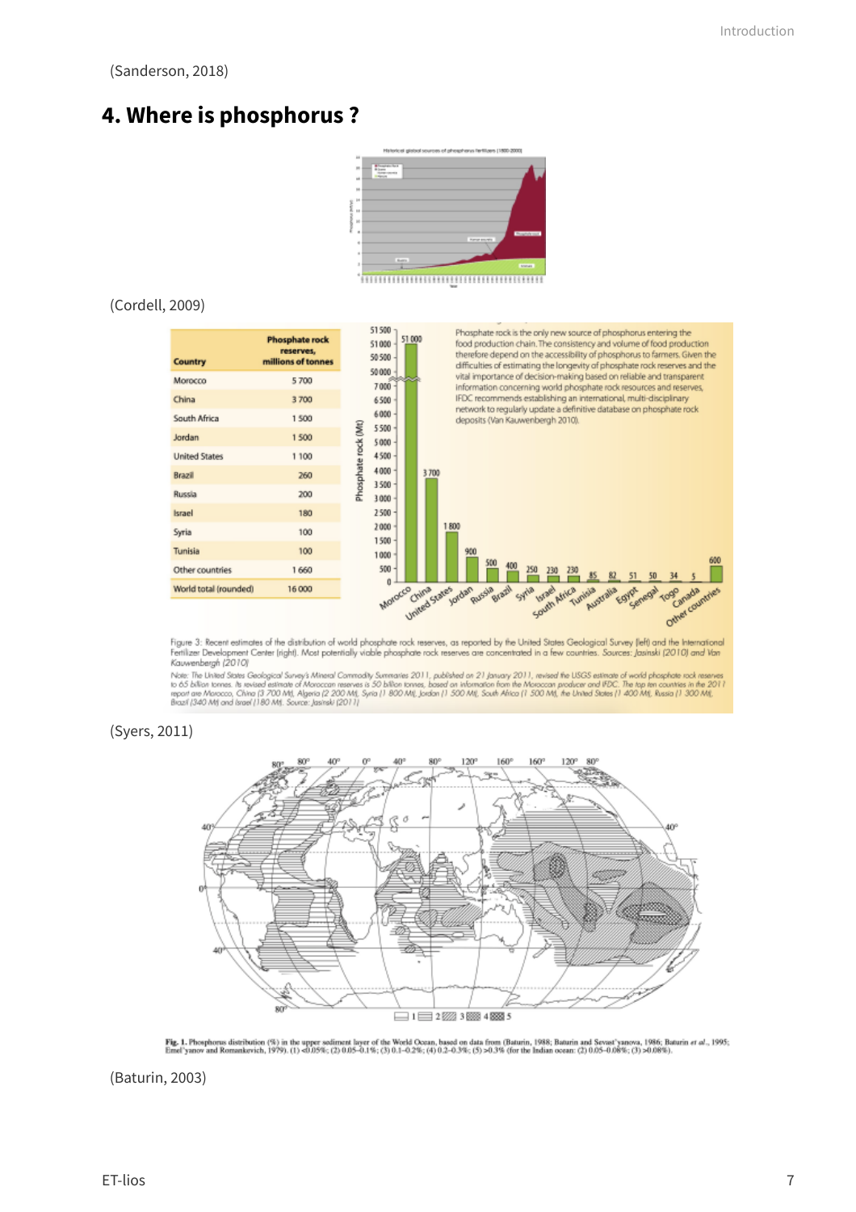(Sanderson, 2018)

## 4. Where is phosphorus ?

(Cordell, 2009)

| Country | Phosphate rock reserves, millions of tonnes |
|---|---|
| Morocco | 5 700 |
| China | 3 700 |
| South Africa | 1 500 |
| Jordan | 1 500 |
| United States | 1 100 |
| Brazil | 260 |
| Russia | 200 |
| Israel | 180 |
| Syria | 100 |
| Tunisia | 100 |
| Other countries | 1 660 |
| World total (rounded) | 16 000 |

Phosphate rock is the only new source of phosphorus entering the food production chain. The consistency and volume of food production therefore depend on the accessibility of phosphorus to farmers. Given the difficulties of estimating the longevity of phosphate rock reserves and the vital importance of decision-making based on reliable and transparent information concerning world phosphate rock resources and reserves, IFDC recommends establishing an international, multi-disciplinary network to regularly update a definitive database on phosphate rock deposits (Van Kauwenbergh 2010).

Figure 3: Recent estimates of the distribution of world phosphate rock reserves, as reported by the United States Geological Survey (left) and the International Fertilizer Development Center (right). Most potentially viable phosphate rock reserves are concentrated in a few countries. Sources: Jasinski (2010) and Van Kauwenbergh (2010)

Note: The United States Geological Survey's Mineral Commodity Summaries 2011, published on 21 January 2011, revised the USGS estimate of world phosphate rock reserves to 65 billion tonnes. Its revised estimate of Moroccan reserves is 50 billion tonnes, based on information from the Moroccan producer and IFDC. The top ten countries in the 2011 report are Morocco, China (3 700 Mt), Algeria (2 200 Mt), Syria (1 800 Mt), Jordan (1 500 Mt), South Africa (1 500 Mt), the United States (1 400 Mt), Russia (1 300 Mt), Brazil (340 Mt) and Israel (180 Mt). Source: Jasinski (2011)

(Syers, 2011)

**Fig. 1.** Phosphorus distribution (%) in the upper sediment layer of the World Ocean, based on data from (Baturin, 1988; Baturin and Sevast'yanova, 1986; Baturin et al., 1995; Emel'yanov and Romankevich, 1979). (1) <0.05%; (2) 0.05–0.1%; (3) 0.1–0.2%; (4) 0.2–0.3%; (5) >0.3% (for the Indian ocean: (2) 0.05–0.08%; (3) >0.08%).

(Baturin, 2003)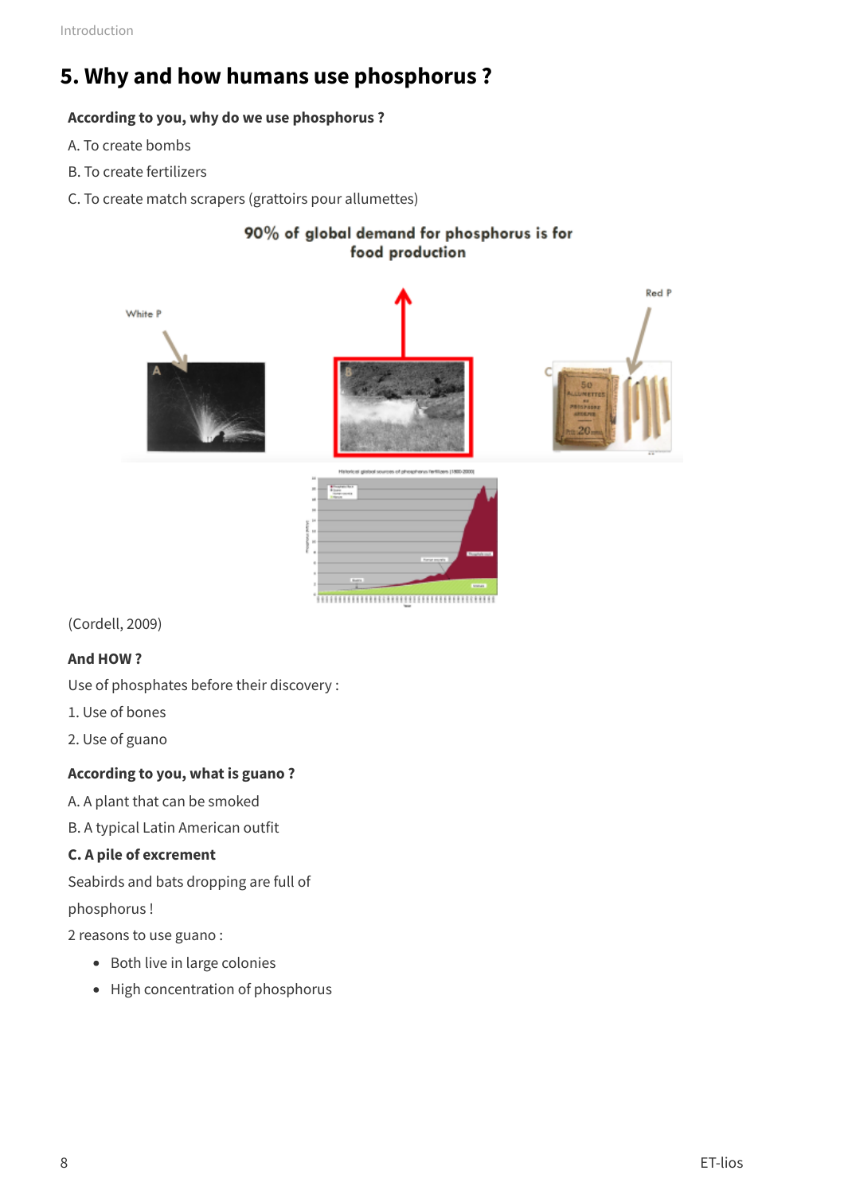## 5. Why and how humans use phosphorus ?

**According to you, why do we use phosphorus ?**

A. To create bombs

B. To create fertilizers

C. To create match scrapers (grattoirs pour allumettes)

90% of global demand for phosphorus is for food production

White P

Red P

A

B

C

(Cordell, 2009)

**And HOW ?**

Use of phosphates before their discovery :

1. Use of bones
2. Use of guano

**According to you, what is guano ?**

A. A plant that can be smoked

B. A typical Latin American outfit

**C. A pile of excrement**

Seabirds and bats dropping are full of phosphorus !

2 reasons to use guano :

- Both live in large colonies
- High concentration of phosphorus